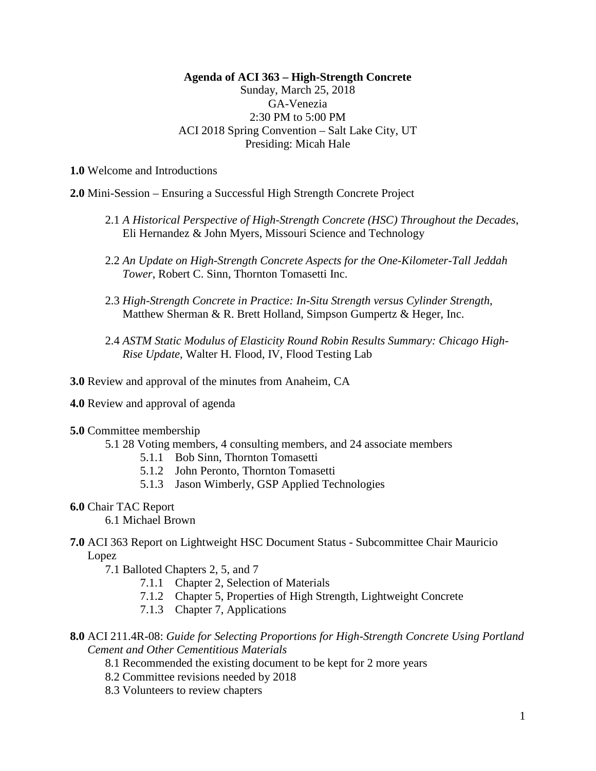**Agenda of ACI 363 – High-Strength Concrete**

Sunday, March 25, 2018
GA-Venezia
2:30 PM to 5:00 PM
ACI 2018 Spring Convention – Salt Lake City, UT
Presiding: Micah Hale

**1.0** Welcome and Introductions

**2.0** Mini-Session – Ensuring a Successful High Strength Concrete Project

- 2.1 *A Historical Perspective of High-Strength Concrete (HSC) Throughout the Decades*, Eli Hernandez & John Myers, Missouri Science and Technology
- 2.2 *An Update on High-Strength Concrete Aspects for the One-Kilometer-Tall Jeddah Tower*, Robert C. Sinn, Thornton Tomasetti Inc.
- 2.3 *High-Strength Concrete in Practice: In-Situ Strength versus Cylinder Strength*, Matthew Sherman & R. Brett Holland, Simpson Gumpertz & Heger, Inc.
- 2.4 *ASTM Static Modulus of Elasticity Round Robin Results Summary: Chicago High-Rise Update*, Walter H. Flood, IV, Flood Testing Lab

**3.0** Review and approval of the minutes from Anaheim, CA

**4.0** Review and approval of agenda

**5.0** Committee membership

- 5.1 28 Voting members, 4 consulting members, and 24 associate members
  - 5.1.1 Bob Sinn, Thornton Tomasetti
  - 5.1.2 John Peronto, Thornton Tomasetti
  - 5.1.3 Jason Wimberly, GSP Applied Technologies

**6.0** Chair TAC Report

- 6.1 Michael Brown

**7.0** ACI 363 Report on Lightweight HSC Document Status - Subcommittee Chair Mauricio Lopez

- 7.1 Balloted Chapters 2, 5, and 7
  - 7.1.1 Chapter 2, Selection of Materials
  - 7.1.2 Chapter 5, Properties of High Strength, Lightweight Concrete
  - 7.1.3 Chapter 7, Applications

**8.0** ACI 211.4R-08: *Guide for Selecting Proportions for High-Strength Concrete Using Portland Cement and Other Cementitious Materials*

- 8.1 Recommended the existing document to be kept for 2 more years
- 8.2 Committee revisions needed by 2018
- 8.3 Volunteers to review chapters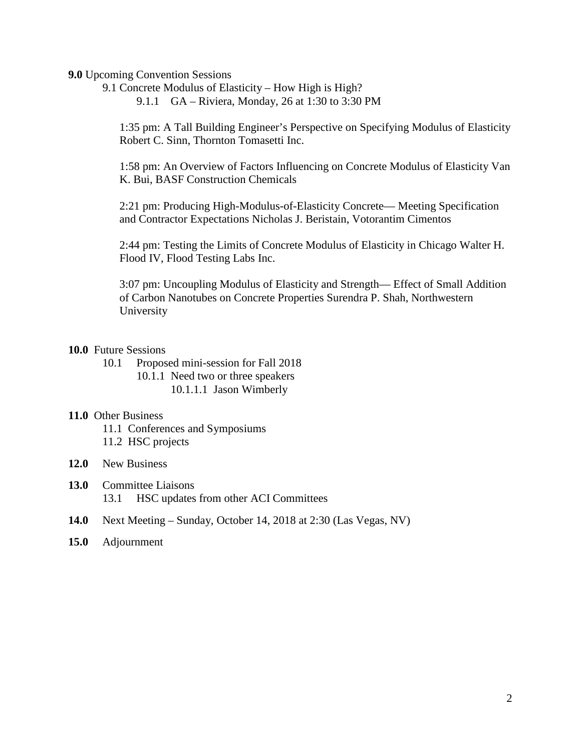**9.0** Upcoming Convention Sessions

- 9.1 Concrete Modulus of Elasticity – How High is High?
  - 9.1.1 GA – Riviera, Monday, 26 at 1:30 to 3:30 PM

    1:35 pm: A Tall Building Engineer's Perspective on Specifying Modulus of Elasticity Robert C. Sinn, Thornton Tomasetti Inc.

    1:58 pm: An Overview of Factors Influencing on Concrete Modulus of Elasticity Van K. Bui, BASF Construction Chemicals

    2:21 pm: Producing High-Modulus-of-Elasticity Concrete— Meeting Specification and Contractor Expectations Nicholas J. Beristain, Votorantim Cimentos

    2:44 pm: Testing the Limits of Concrete Modulus of Elasticity in Chicago Walter H. Flood IV, Flood Testing Labs Inc.

    3:07 pm: Uncoupling Modulus of Elasticity and Strength— Effect of Small Addition of Carbon Nanotubes on Concrete Properties Surendra P. Shah, Northwestern University

**10.0** Future Sessions

- 10.1 Proposed mini-session for Fall 2018
  - 10.1.1 Need two or three speakers
    - 10.1.1.1 Jason Wimberly

**11.0** Other Business

- 11.1 Conferences and Symposiums
- 11.2 HSC projects

**12.0** New Business

**13.0** Committee Liaisons

- 13.1 HSC updates from other ACI Committees

**14.0** Next Meeting – Sunday, October 14, 2018 at 2:30 (Las Vegas, NV)

**15.0** Adjournment